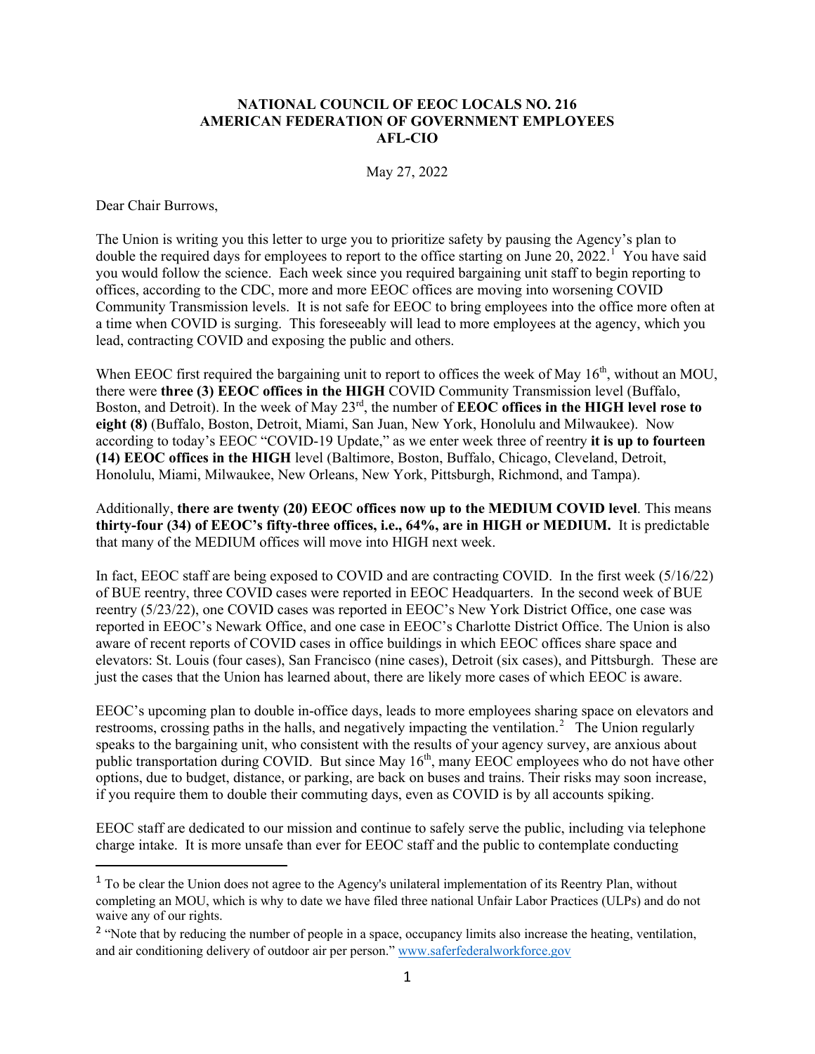**NATIONAL COUNCIL OF EEOC LOCALS NO. 216**
**AMERICAN FEDERATION OF GOVERNMENT EMPLOYEES**
**AFL-CIO**

May 27, 2022

Dear Chair Burrows,

The Union is writing you this letter to urge you to prioritize safety by pausing the Agency's plan to double the required days for employees to report to the office starting on June 20, 2022.[1] You have said you would follow the science. Each week since you required bargaining unit staff to begin reporting to offices, according to the CDC, more and more EEOC offices are moving into worsening COVID Community Transmission levels. It is not safe for EEOC to bring employees into the office more often at a time when COVID is surging. This foreseeably will lead to more employees at the agency, which you lead, contracting COVID and exposing the public and others.

When EEOC first required the bargaining unit to report to offices the week of May 16th, without an MOU, there were **three (3) EEOC offices in the HIGH** COVID Community Transmission level (Buffalo, Boston, and Detroit). In the week of May 23rd, the number of **EEOC offices in the HIGH level rose to eight (8)** (Buffalo, Boston, Detroit, Miami, San Juan, New York, Honolulu and Milwaukee). Now according to today's EEOC "COVID-19 Update," as we enter week three of reentry **it is up to fourteen (14) EEOC offices in the HIGH** level (Baltimore, Boston, Buffalo, Chicago, Cleveland, Detroit, Honolulu, Miami, Milwaukee, New Orleans, New York, Pittsburgh, Richmond, and Tampa).

Additionally, **there are twenty (20) EEOC offices now up to the MEDIUM COVID level**. This means **thirty-four (34) of EEOC's fifty-three offices, i.e., 64%, are in HIGH or MEDIUM.** It is predictable that many of the MEDIUM offices will move into HIGH next week.

In fact, EEOC staff are being exposed to COVID and are contracting COVID. In the first week (5/16/22) of BUE reentry, three COVID cases were reported in EEOC Headquarters. In the second week of BUE reentry (5/23/22), one COVID cases was reported in EEOC's New York District Office, one case was reported in EEOC's Newark Office, and one case in EEOC's Charlotte District Office. The Union is also aware of recent reports of COVID cases in office buildings in which EEOC offices share space and elevators: St. Louis (four cases), San Francisco (nine cases), Detroit (six cases), and Pittsburgh. These are just the cases that the Union has learned about, there are likely more cases of which EEOC is aware.

EEOC's upcoming plan to double in-office days, leads to more employees sharing space on elevators and restrooms, crossing paths in the halls, and negatively impacting the ventilation.[2] The Union regularly speaks to the bargaining unit, who consistent with the results of your agency survey, are anxious about public transportation during COVID. But since May 16th, many EEOC employees who do not have other options, due to budget, distance, or parking, are back on buses and trains. Their risks may soon increase, if you require them to double their commuting days, even as COVID is by all accounts spiking.

EEOC staff are dedicated to our mission and continue to safely serve the public, including via telephone charge intake. It is more unsafe than ever for EEOC staff and the public to contemplate conducting

---

[1] To be clear the Union does not agree to the Agency's unilateral implementation of its Reentry Plan, without completing an MOU, which is why to date we have filed three national Unfair Labor Practices (ULPs) and do not waive any of our rights.

[2] "Note that by reducing the number of people in a space, occupancy limits also increase the heating, ventilation, and air conditioning delivery of outdoor air per person." www.saferfederalworkforce.gov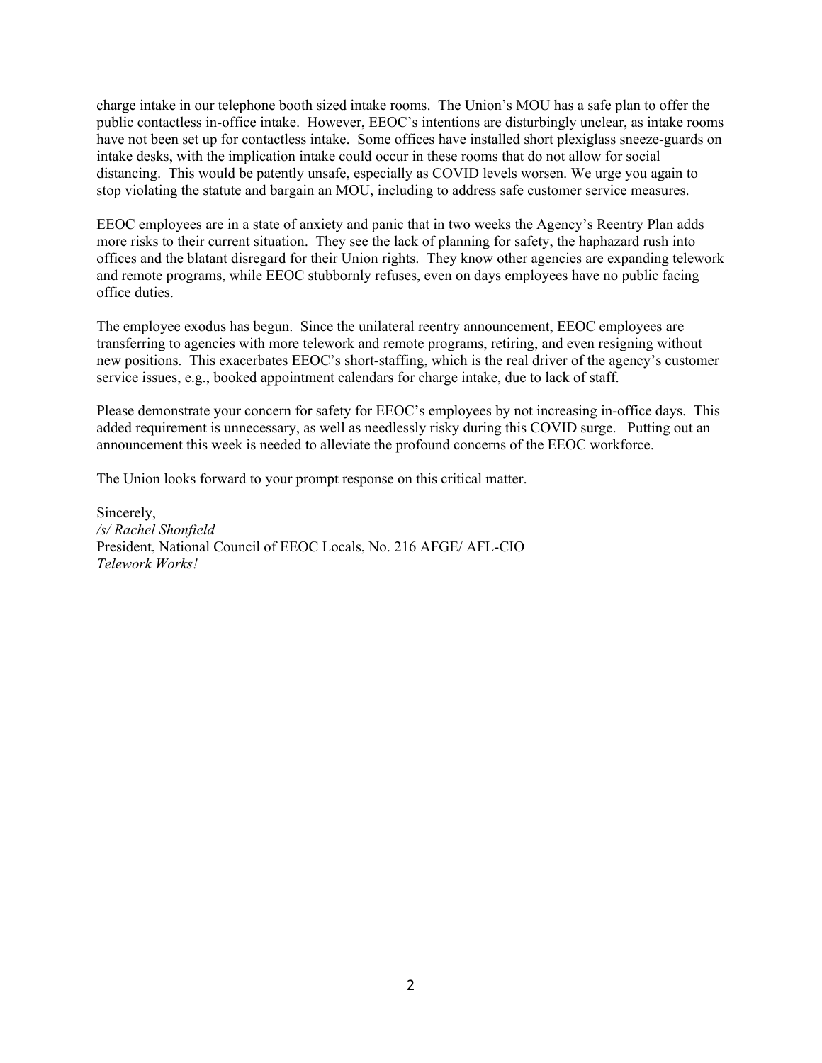charge intake in our telephone booth sized intake rooms. The Union's MOU has a safe plan to offer the public contactless in-office intake. However, EEOC's intentions are disturbingly unclear, as intake rooms have not been set up for contactless intake. Some offices have installed short plexiglass sneeze-guards on intake desks, with the implication intake could occur in these rooms that do not allow for social distancing. This would be patently unsafe, especially as COVID levels worsen. We urge you again to stop violating the statute and bargain an MOU, including to address safe customer service measures.

EEOC employees are in a state of anxiety and panic that in two weeks the Agency's Reentry Plan adds more risks to their current situation. They see the lack of planning for safety, the haphazard rush into offices and the blatant disregard for their Union rights. They know other agencies are expanding telework and remote programs, while EEOC stubbornly refuses, even on days employees have no public facing office duties.

The employee exodus has begun. Since the unilateral reentry announcement, EEOC employees are transferring to agencies with more telework and remote programs, retiring, and even resigning without new positions. This exacerbates EEOC's short-staffing, which is the real driver of the agency's customer service issues, e.g., booked appointment calendars for charge intake, due to lack of staff.

Please demonstrate your concern for safety for EEOC's employees by not increasing in-office days. This added requirement is unnecessary, as well as needlessly risky during this COVID surge. Putting out an announcement this week is needed to alleviate the profound concerns of the EEOC workforce.

The Union looks forward to your prompt response on this critical matter.

Sincerely,
*/s/ Rachel Shonfield*
President, National Council of EEOC Locals, No. 216 AFGE/ AFL-CIO
*Telework Works!*